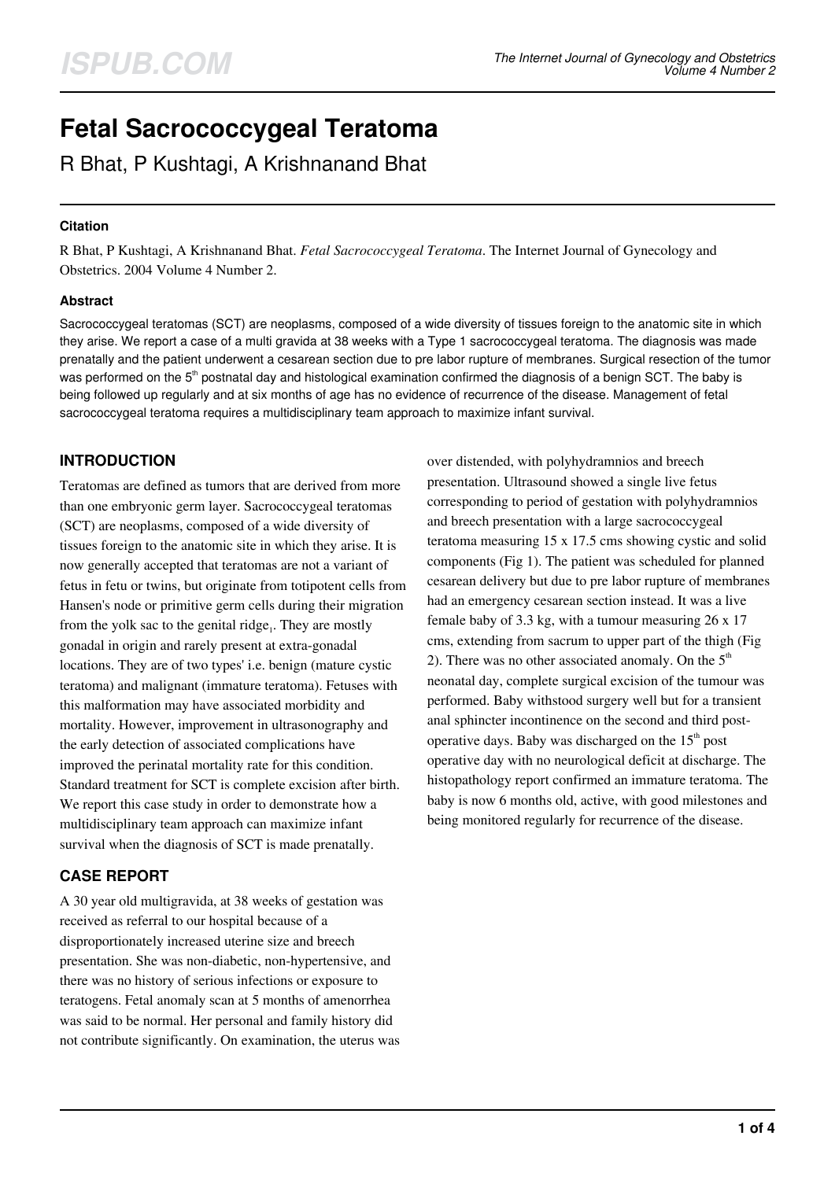# Fetal Sacrococcygeal Teratoma

R Bhat, P Kushtagi, A Krishnanand Bhat

#### Citation

R Bhat, P Kushtagi, A Krishnanand Bhat. *Fetal Sacrococcygeal Teratoma*. The Internet Journal of Gynecology and Obstetrics. 2004 Volume 4 Number 2.

#### Abstract

Sacrococcygeal teratomas (SCT) are neoplasms, composed of a wide diversity of tissues foreign to the anatomic site in which they arise. We report a case of a multi gravida at 38 weeks with a Type 1 sacrococcygeal teratoma. The diagnosis was made prenatally and the patient underwent a cesarean section due to pre labor rupture of membranes. Surgical resection of the tumor was performed on the 5th postnatal day and histological examination confirmed the diagnosis of a benign SCT. The baby is being followed up regularly and at six months of age has no evidence of recurrence of the disease. Management of fetal sacrococcygeal teratoma requires a multidisciplinary team approach to maximize infant survival.

## INTRODUCTION

Teratomas are defined as tumors that are derived from more than one embryonic germ layer. Sacrococcygeal teratomas (SCT) are neoplasms, composed of a wide diversity of tissues foreign to the anatomic site in which they arise. It is now generally accepted that teratomas are not a variant of fetus in fetu or twins, but originate from totipotent cells from Hansen's node or primitive germ cells during their migration from the yolk sac to the genital ridge[1]. They are mostly gonadal in origin and rarely present at extra-gonadal locations. They are of two types' i.e. benign (mature cystic teratoma) and malignant (immature teratoma). Fetuses with this malformation may have associated morbidity and mortality. However, improvement in ultrasonography and the early detection of associated complications have improved the perinatal mortality rate for this condition. Standard treatment for SCT is complete excision after birth. We report this case study in order to demonstrate how a multidisciplinary team approach can maximize infant survival when the diagnosis of SCT is made prenatally.

## CASE REPORT

A 30 year old multigravida, at 38 weeks of gestation was received as referral to our hospital because of a disproportionately increased uterine size and breech presentation. She was non-diabetic, non-hypertensive, and there was no history of serious infections or exposure to teratogens. Fetal anomaly scan at 5 months of amenorrhea was said to be normal. Her personal and family history did not contribute significantly. On examination, the uterus was over distended, with polyhydramnios and breech presentation. Ultrasound showed a single live fetus corresponding to period of gestation with polyhydramnios and breech presentation with a large sacrococcygeal teratoma measuring 15 x 17.5 cms showing cystic and solid components (Fig 1). The patient was scheduled for planned cesarean delivery but due to pre labor rupture of membranes had an emergency cesarean section instead. It was a live female baby of 3.3 kg, with a tumour measuring 26 x 17 cms, extending from sacrum to upper part of the thigh (Fig 2). There was no other associated anomaly. On the 5th neonatal day, complete surgical excision of the tumour was performed. Baby withstood surgery well but for a transient anal sphincter incontinence on the second and third post-operative days. Baby was discharged on the 15th post operative day with no neurological deficit at discharge. The histopathology report confirmed an immature teratoma. The baby is now 6 months old, active, with good milestones and being monitored regularly for recurrence of the disease.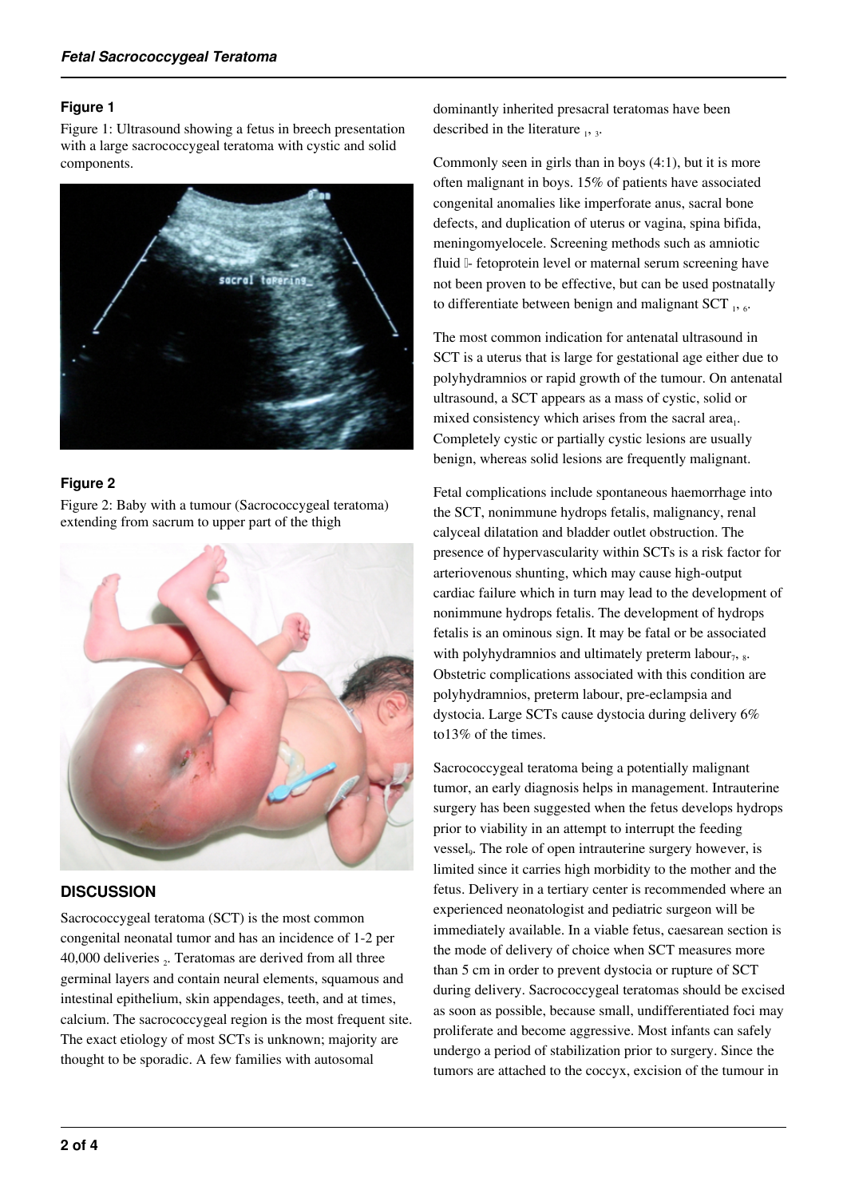### Figure 1

Figure 1: Ultrasound showing a fetus in breech presentation with a large sacrococcygeal teratoma with cystic and solid components.

### Figure 2

Figure 2: Baby with a tumour (Sacrococcygeal teratoma) extending from sacrum to upper part of the thigh

## DISCUSSION

Sacrococcygeal teratoma (SCT) is the most common congenital neonatal tumor and has an incidence of 1-2 per 40,000 deliveries [2]. Teratomas are derived from all three germinal layers and contain neural elements, squamous and intestinal epithelium, skin appendages, teeth, and at times, calcium. The sacrococcygeal region is the most frequent site. The exact etiology of most SCTs is unknown; majority are thought to be sporadic. A few families with autosomal dominantly inherited presacral teratomas have been described in the literature [1, 3].

Commonly seen in girls than in boys (4:1), but it is more often malignant in boys. 15% of patients have associated congenital anomalies like imperforate anus, sacral bone defects, and duplication of uterus or vagina, spina bifida, meningomyelocele. Screening methods such as amniotic fluid α- fetoprotein level or maternal serum screening have not been proven to be effective, but can be used postnatally to differentiate between benign and malignant SCT [1, 6].

The most common indication for antenatal ultrasound in SCT is a uterus that is large for gestational age either due to polyhydramnios or rapid growth of the tumour. On antenatal ultrasound, a SCT appears as a mass of cystic, solid or mixed consistency which arises from the sacral area[1]. Completely cystic or partially cystic lesions are usually benign, whereas solid lesions are frequently malignant.

Fetal complications include spontaneous haemorrhage into the SCT, nonimmune hydrops fetalis, malignancy, renal calyceal dilatation and bladder outlet obstruction. The presence of hypervascularity within SCTs is a risk factor for arteriovenous shunting, which may cause high-output cardiac failure which in turn may lead to the development of nonimmune hydrops fetalis. The development of hydrops fetalis is an ominous sign. It may be fatal or be associated with polyhydramnios and ultimately preterm labour[7, 8]. Obstetric complications associated with this condition are polyhydramnios, preterm labour, pre-eclampsia and dystocia. Large SCTs cause dystocia during delivery 6% to13% of the times.

Sacrococcygeal teratoma being a potentially malignant tumor, an early diagnosis helps in management. Intrauterine surgery has been suggested when the fetus develops hydrops prior to viability in an attempt to interrupt the feeding vessel[9]. The role of open intrauterine surgery however, is limited since it carries high morbidity to the mother and the fetus. Delivery in a tertiary center is recommended where an experienced neonatologist and pediatric surgeon will be immediately available. In a viable fetus, caesarean section is the mode of delivery of choice when SCT measures more than 5 cm in order to prevent dystocia or rupture of SCT during delivery. Sacrococcygeal teratomas should be excised as soon as possible, because small, undifferentiated foci may proliferate and become aggressive. Most infants can safely undergo a period of stabilization prior to surgery. Since the tumors are attached to the coccyx, excision of the tumour in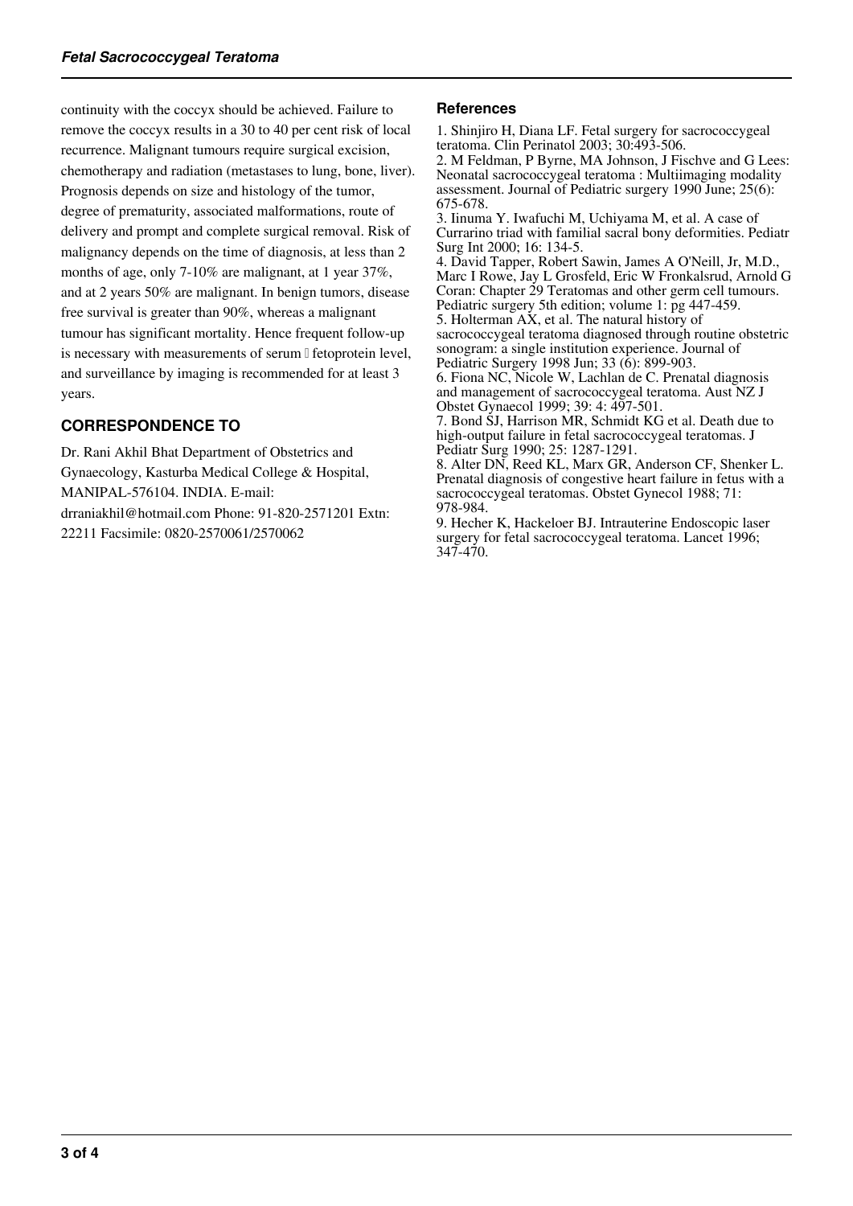continuity with the coccyx should be achieved. Failure to remove the coccyx results in a 30 to 40 per cent risk of local recurrence. Malignant tumours require surgical excision, chemotherapy and radiation (metastases to lung, bone, liver). Prognosis depends on size and histology of the tumor, degree of prematurity, associated malformations, route of delivery and prompt and complete surgical removal. Risk of malignancy depends on the time of diagnosis, at less than 2 months of age, only 7-10% are malignant, at 1 year 37%, and at 2 years 50% are malignant. In benign tumors, disease free survival is greater than 90%, whereas a malignant tumour has significant mortality. Hence frequent follow-up is necessary with measurements of serum  fetoprotein level, and surveillance by imaging is recommended for at least 3 years.

## CORRESPONDENCE TO

Dr. Rani Akhil Bhat Department of Obstetrics and Gynaecology, Kasturba Medical College & Hospital, MANIPAL-576104. INDIA. E-mail: drraniakhil@hotmail.com Phone: 91-820-2571201 Extn: 22211 Facsimile: 0820-2570061/2570062

## References

1. Shinjiro H, Diana LF. Fetal surgery for sacrococcygeal teratoma. Clin Perinatol 2003; 30:493-506.
2. M Feldman, P Byrne, MA Johnson, J Fischve and G Lees: Neonatal sacrococcygeal teratoma : Multiimaging modality assessment. Journal of Pediatric surgery 1990 June; 25(6): 675-678.
3. Iinuma Y. Iwafuchi M, Uchiyama M, et al. A case of Currarino triad with familial sacral bony deformities. Pediatr Surg Int 2000; 16: 134-5.
4. David Tapper, Robert Sawin, James A O'Neill, Jr, M.D., Marc I Rowe, Jay L Grosfeld, Eric W Fronkalsrud, Arnold G Coran: Chapter 29 Teratomas and other germ cell tumours. Pediatric surgery 5th edition; volume 1: pg 447-459.
5. Holterman AX, et al. The natural history of sacrococcygeal teratoma diagnosed through routine obstetric sonogram: a single institution experience. Journal of Pediatric Surgery 1998 Jun; 33 (6): 899-903.
6. Fiona NC, Nicole W, Lachlan de C. Prenatal diagnosis and management of sacrococcygeal teratoma. Aust NZ J Obstet Gynaecol 1999; 39: 4: 497-501.
7. Bond SJ, Harrison MR, Schmidt KG et al. Death due to high-output failure in fetal sacrococcygeal teratomas. J Pediatr Surg 1990; 25: 1287-1291.
8. Alter DN, Reed KL, Marx GR, Anderson CF, Shenker L. Prenatal diagnosis of congestive heart failure in fetus with a sacrococcygeal teratomas. Obstet Gynecol 1988; 71: 978-984.
9. Hecher K, Hackeloer BJ. Intrauterine Endoscopic laser surgery for fetal sacrococcygeal teratoma. Lancet 1996; 347-470.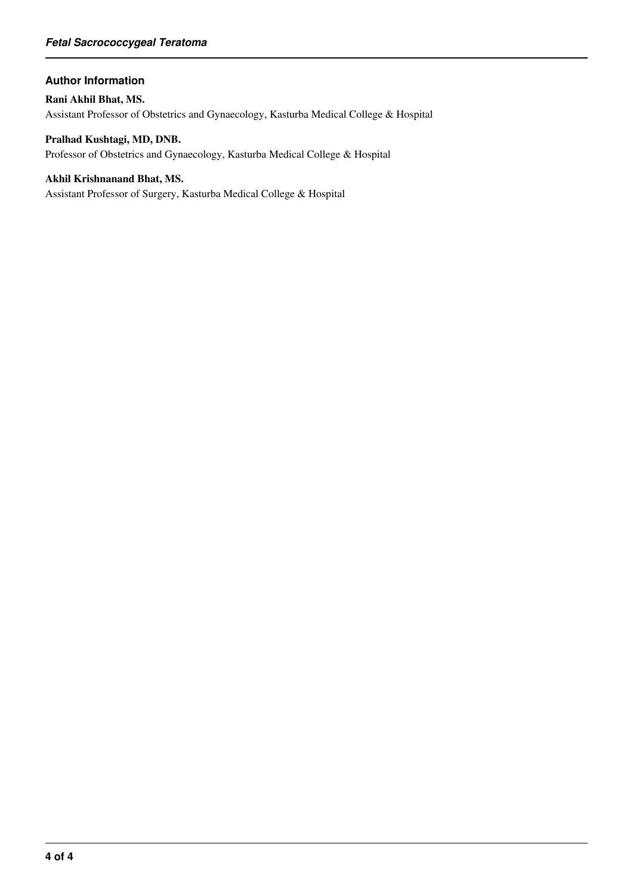## Author Information

**Rani Akhil Bhat, MS.**
Assistant Professor of Obstetrics and Gynaecology, Kasturba Medical College & Hospital

**Pralhad Kushtagi, MD, DNB.**
Professor of Obstetrics and Gynaecology, Kasturba Medical College & Hospital

**Akhil Krishnanand Bhat, MS.**
Assistant Professor of Surgery, Kasturba Medical College & Hospital